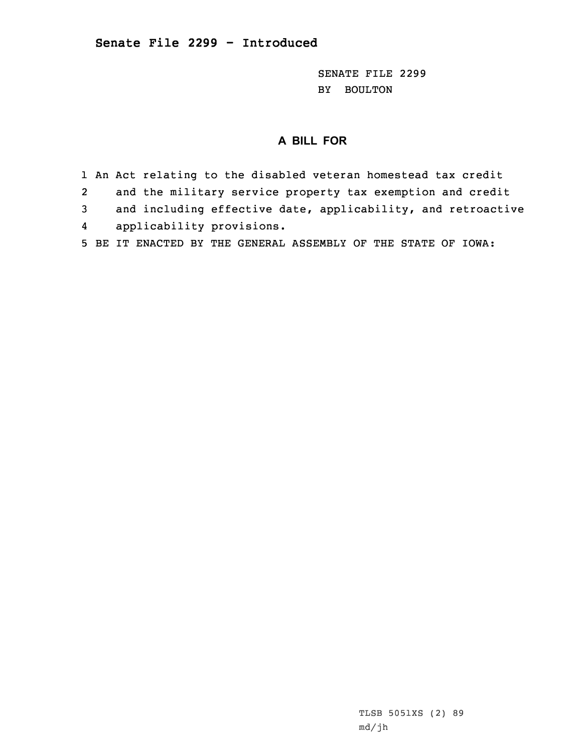**Senate File 2299 - Introduced**

SENATE FILE 2299
BY BOULTON

## A BILL FOR

1 An Act relating to the disabled veteran homestead tax credit
2 and the military service property tax exemption and credit
3 and including effective date, applicability, and retroactive
4 applicability provisions.
5 BE IT ENACTED BY THE GENERAL ASSEMBLY OF THE STATE OF IOWA:

TLSB 5051XS (2) 89
md/jh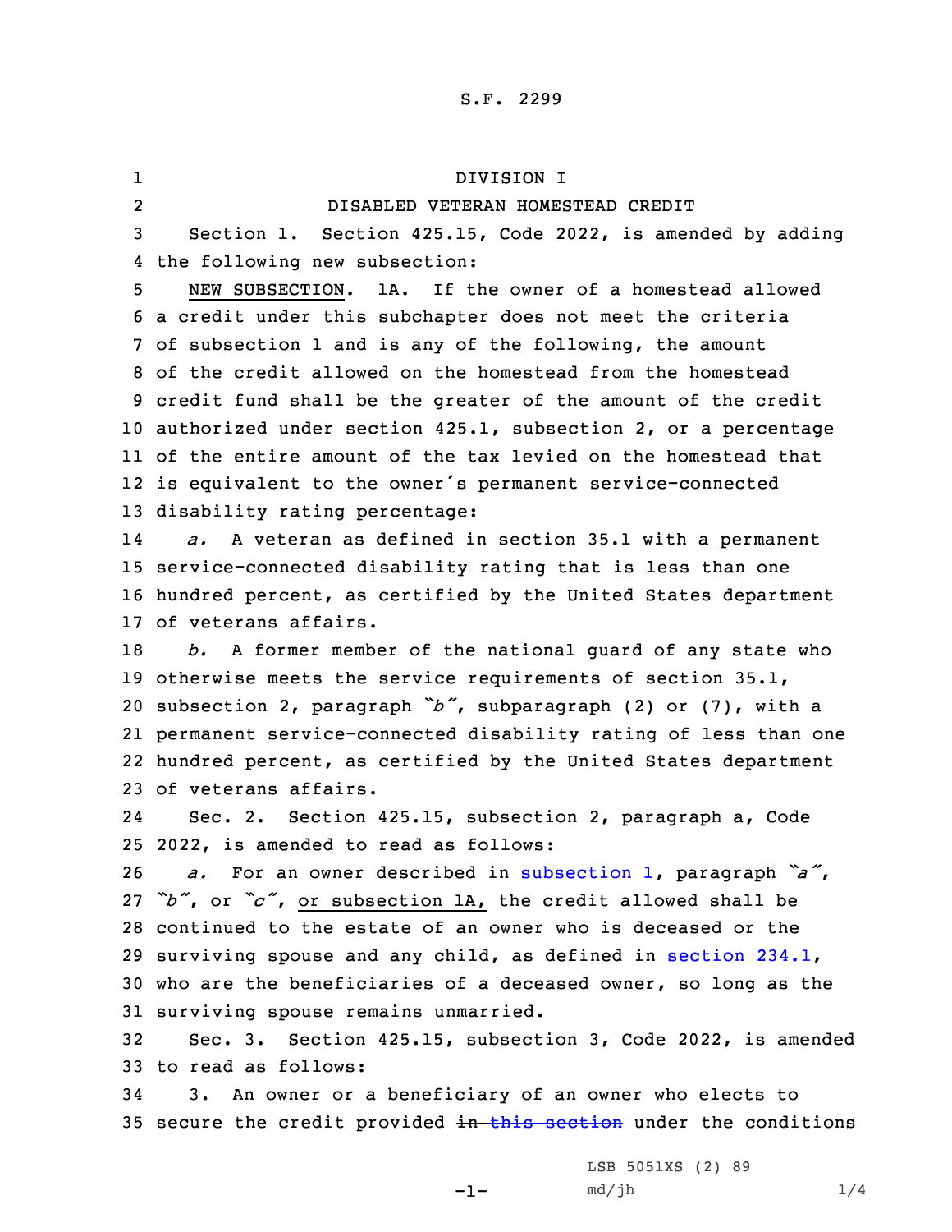S.F. 2299

DIVISION I

DISABLED VETERAN HOMESTEAD CREDIT

Section 1. Section 425.15, Code 2022, is amended by adding the following new subsection:

NEW SUBSECTION. 1A. If the owner of a homestead allowed a credit under this subchapter does not meet the criteria of subsection 1 and is any of the following, the amount of the credit allowed on the homestead from the homestead credit fund shall be the greater of the amount of the credit authorized under section 425.1, subsection 2, or a percentage of the entire amount of the tax levied on the homestead that is equivalent to the owner's permanent service-connected disability rating percentage:

*a.* A veteran as defined in section 35.1 with a permanent service-connected disability rating that is less than one hundred percent, as certified by the United States department of veterans affairs.

*b.* A former member of the national guard of any state who otherwise meets the service requirements of section 35.1, subsection 2, paragraph *"b"*, subparagraph (2) or (7), with a permanent service-connected disability rating of less than one hundred percent, as certified by the United States department of veterans affairs.

Sec. 2. Section 425.15, subsection 2, paragraph a, Code 2022, is amended to read as follows:

*a.* For an owner described in subsection 1, paragraph *"a"*, *"b"*, or *"c"*, or subsection 1A, the credit allowed shall be continued to the estate of an owner who is deceased or the surviving spouse and any child, as defined in section 234.1, who are the beneficiaries of a deceased owner, so long as the surviving spouse remains unmarried.

Sec. 3. Section 425.15, subsection 3, Code 2022, is amended to read as follows:

3. An owner or a beneficiary of an owner who elects to secure the credit provided ~~in this section~~ under the conditions

LSB 5051XS (2) 89
md/jh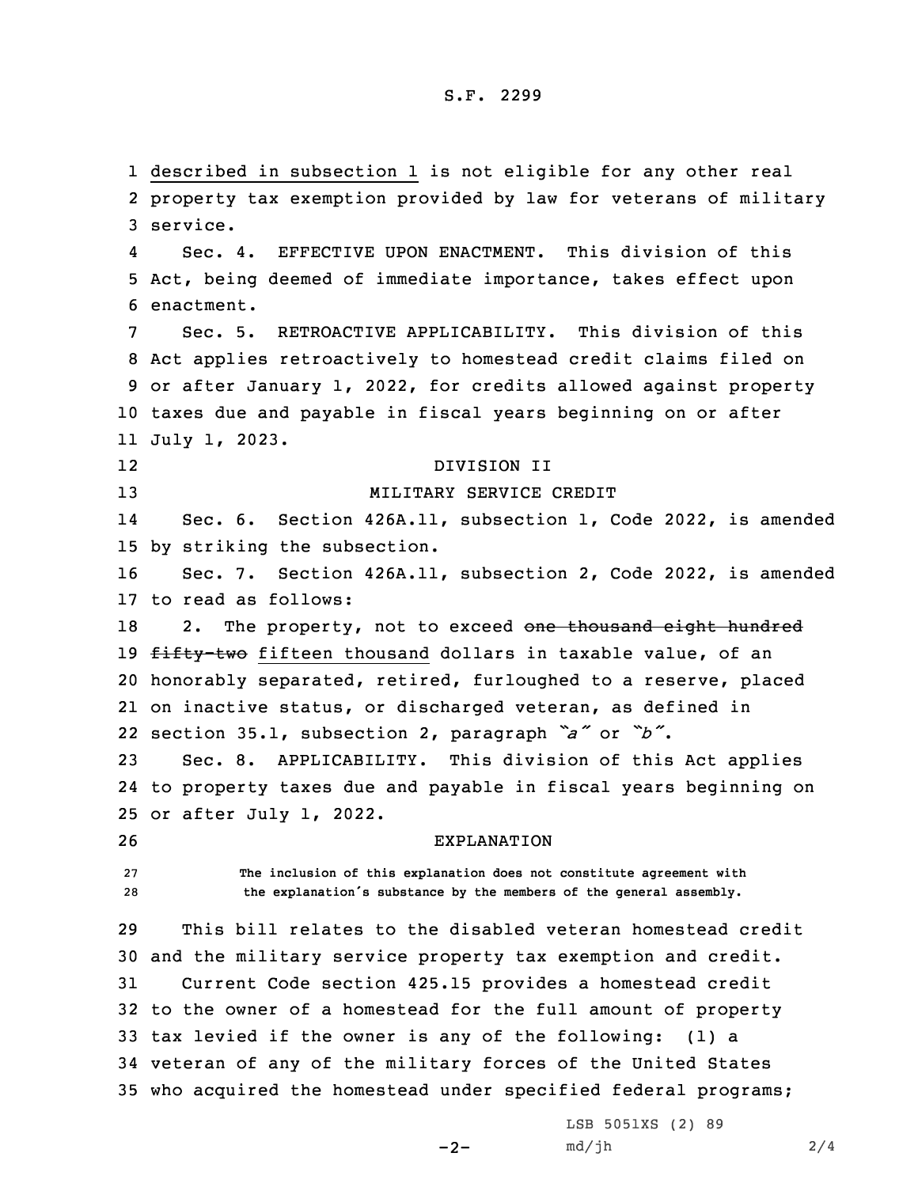described in subsection 1 is not eligible for any other real property tax exemption provided by law for veterans of military service.

Sec. 4. EFFECTIVE UPON ENACTMENT. This division of this Act, being deemed of immediate importance, takes effect upon enactment.

Sec. 5. RETROACTIVE APPLICABILITY. This division of this Act applies retroactively to homestead credit claims filed on or after January 1, 2022, for credits allowed against property taxes due and payable in fiscal years beginning on or after July 1, 2023.

DIVISION II

MILITARY SERVICE CREDIT

Sec. 6. Section 426A.11, subsection 1, Code 2022, is amended by striking the subsection.

Sec. 7. Section 426A.11, subsection 2, Code 2022, is amended to read as follows:

2. The property, not to exceed ~~one thousand eight hundred fifty-two~~ fifteen thousand dollars in taxable value, of an honorably separated, retired, furloughed to a reserve, placed on inactive status, or discharged veteran, as defined in section 35.1, subsection 2, paragraph *"a"* or *"b"*.

Sec. 8. APPLICABILITY. This division of this Act applies to property taxes due and payable in fiscal years beginning on or after July 1, 2022.

EXPLANATION

The inclusion of this explanation does not constitute agreement with the explanation's substance by the members of the general assembly.

This bill relates to the disabled veteran homestead credit and the military service property tax exemption and credit.

Current Code section 425.15 provides a homestead credit to the owner of a homestead for the full amount of property tax levied if the owner is any of the following: (1) a veteran of any of the military forces of the United States who acquired the homestead under specified federal programs;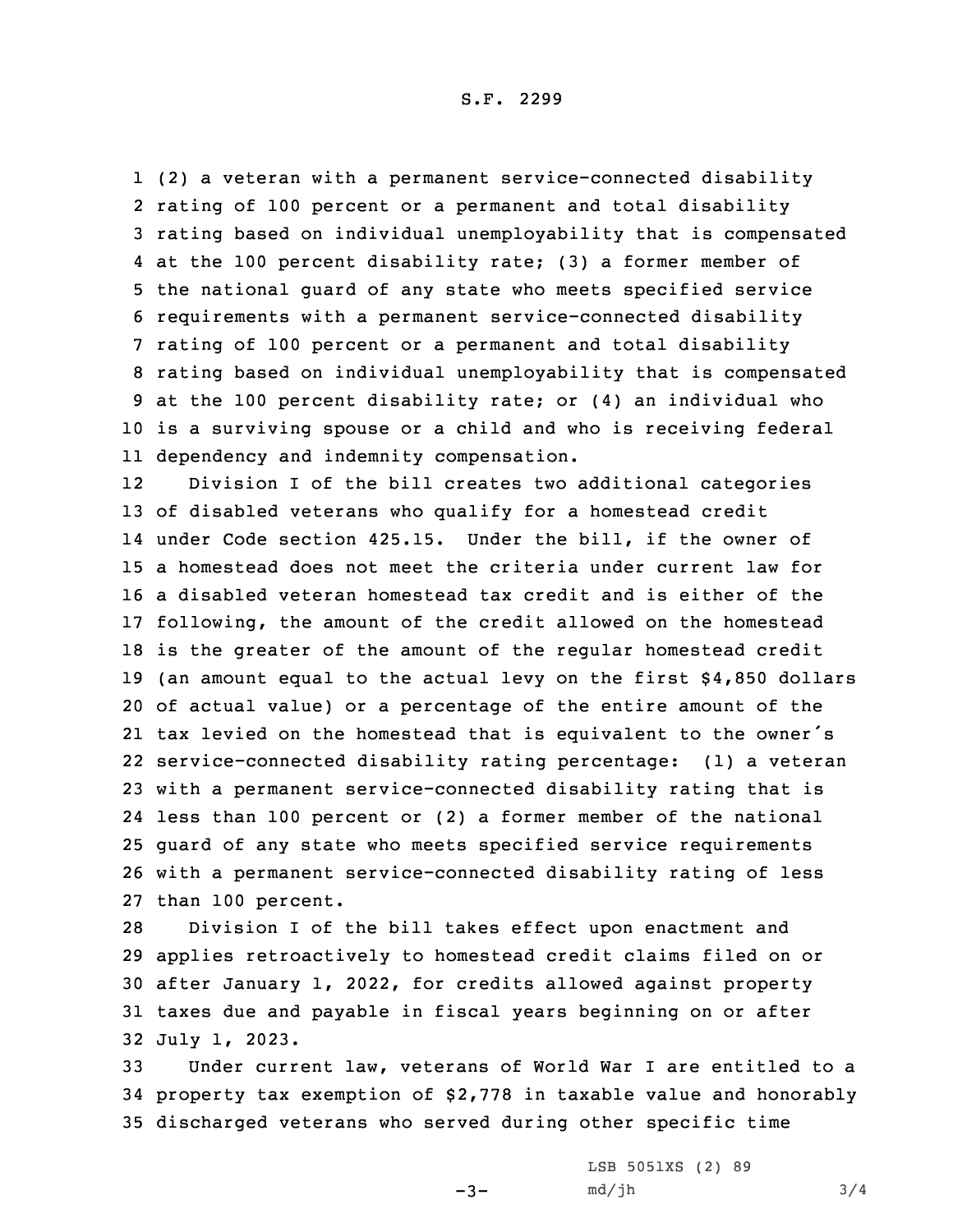(2) a veteran with a permanent service-connected disability rating of 100 percent or a permanent and total disability rating based on individual unemployability that is compensated at the 100 percent disability rate; (3) a former member of the national guard of any state who meets specified service requirements with a permanent service-connected disability rating of 100 percent or a permanent and total disability rating based on individual unemployability that is compensated at the 100 percent disability rate; or (4) an individual who is a surviving spouse or a child and who is receiving federal dependency and indemnity compensation.

Division I of the bill creates two additional categories of disabled veterans who qualify for a homestead credit under Code section 425.15. Under the bill, if the owner of a homestead does not meet the criteria under current law for a disabled veteran homestead tax credit and is either of the following, the amount of the credit allowed on the homestead is the greater of the amount of the regular homestead credit (an amount equal to the actual levy on the first $4,850 dollars of actual value) or a percentage of the entire amount of the tax levied on the homestead that is equivalent to the owner's service-connected disability rating percentage: (1) a veteran with a permanent service-connected disability rating that is less than 100 percent or (2) a former member of the national guard of any state who meets specified service requirements with a permanent service-connected disability rating of less than 100 percent.

Division I of the bill takes effect upon enactment and applies retroactively to homestead credit claims filed on or after January 1, 2022, for credits allowed against property taxes due and payable in fiscal years beginning on or after July 1, 2023.

Under current law, veterans of World War I are entitled to a property tax exemption of $2,778 in taxable value and honorably discharged veterans who served during other specific time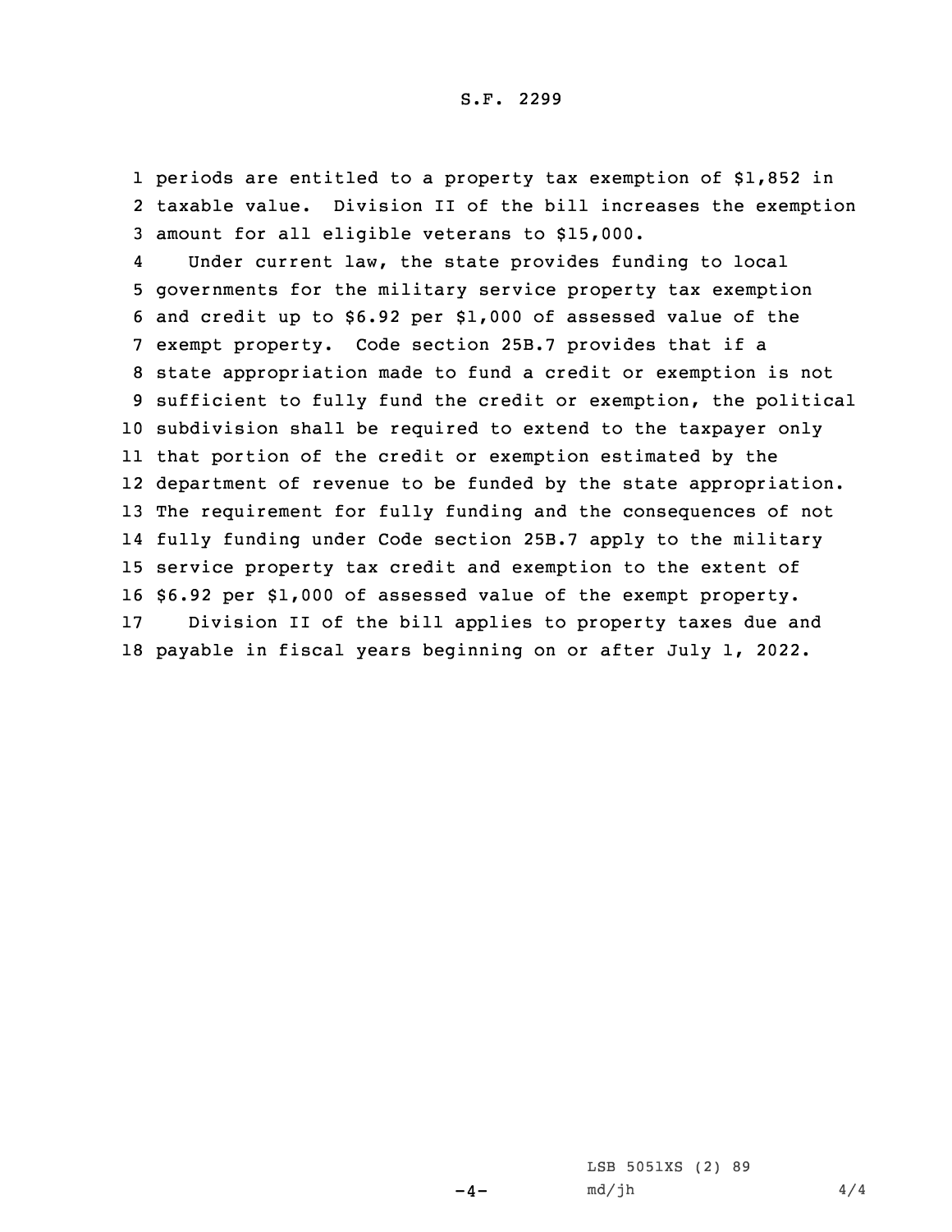periods are entitled to a property tax exemption of $1,852 in taxable value. Division II of the bill increases the exemption amount for all eligible veterans to $15,000.

Under current law, the state provides funding to local governments for the military service property tax exemption and credit up to $6.92 per $1,000 of assessed value of the exempt property. Code section 25B.7 provides that if a state appropriation made to fund a credit or exemption is not sufficient to fully fund the credit or exemption, the political subdivision shall be required to extend to the taxpayer only that portion of the credit or exemption estimated by the department of revenue to be funded by the state appropriation. The requirement for fully funding and the consequences of not fully funding under Code section 25B.7 apply to the military service property tax credit and exemption to the extent of $6.92 per $1,000 of assessed value of the exempt property.

Division II of the bill applies to property taxes due and payable in fiscal years beginning on or after July 1, 2022.